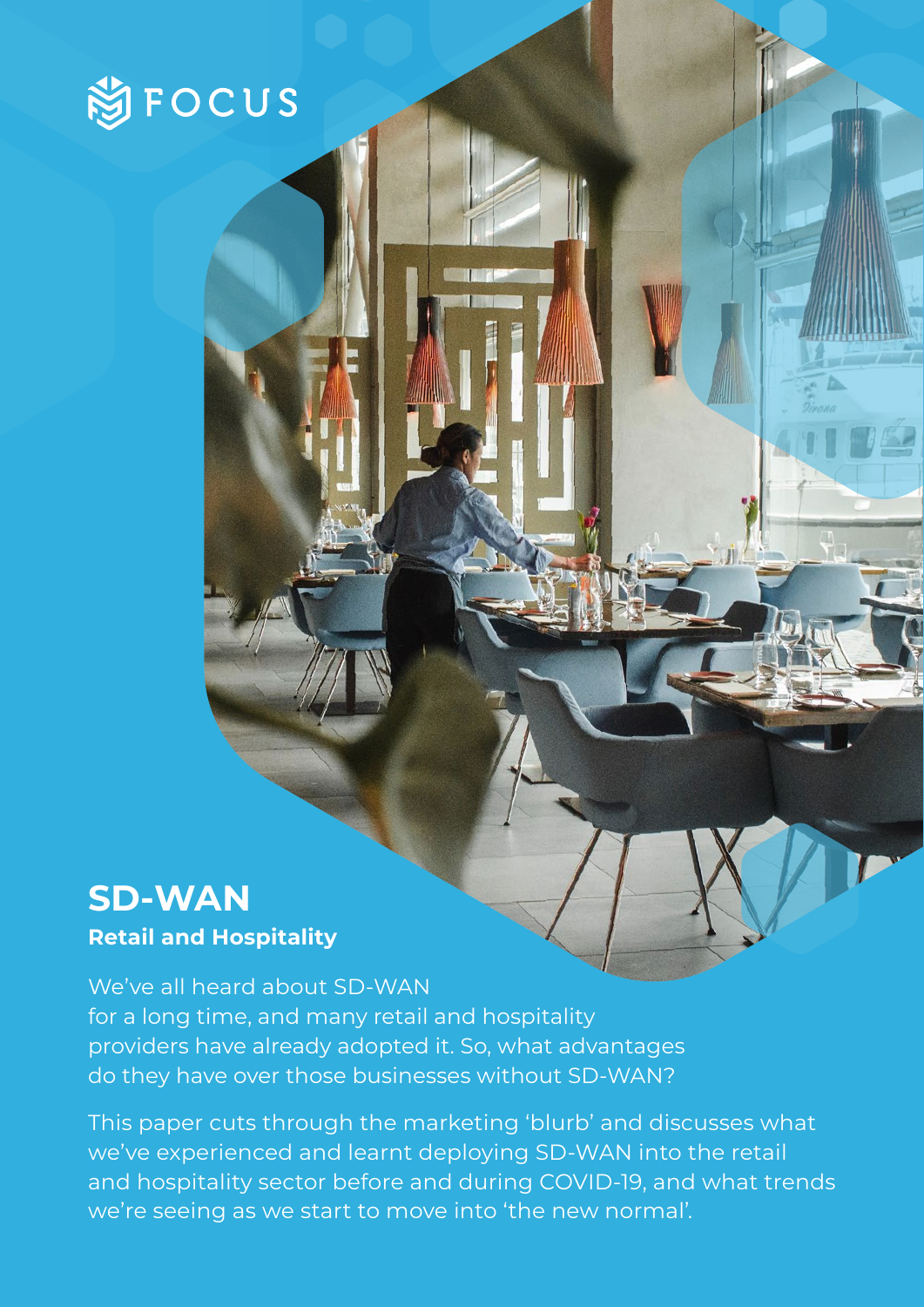FOCUS

# SD-WAN

## Retail and Hospitality

We've all heard about SD-WAN for a long time, and many retail and hospitality providers have already adopted it. So, what advantages do they have over those businesses without SD-WAN?

This paper cuts through the marketing 'blurb' and discusses what we've experienced and learnt deploying SD-WAN into the retail and hospitality sector before and during COVID-19, and what trends we're seeing as we start to move into 'the new normal'.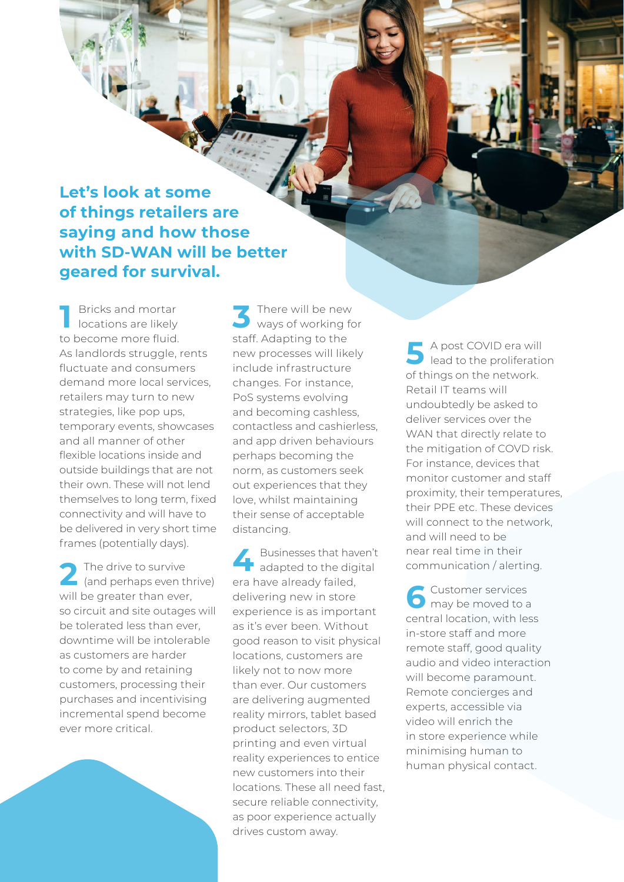## Let's look at some of things retailers are saying and how those with SD-WAN will be better geared for survival.

**1** Bricks and mortar locations are likely to become more fluid. As landlords struggle, rents fluctuate and consumers demand more local services, retailers may turn to new strategies, like pop ups, temporary events, showcases and all manner of other flexible locations inside and outside buildings that are not their own. These will not lend themselves to long term, fixed connectivity and will have to be delivered in very short time frames (potentially days).

**2** The drive to survive (and perhaps even thrive) will be greater than ever, so circuit and site outages will be tolerated less than ever, downtime will be intolerable as customers are harder to come by and retaining customers, processing their purchases and incentivising incremental spend become ever more critical.

**3** There will be new ways of working for staff. Adapting to the new processes will likely include infrastructure changes. For instance, PoS systems evolving and becoming cashless, contactless and cashierless, and app driven behaviours perhaps becoming the norm, as customers seek out experiences that they love, whilst maintaining their sense of acceptable distancing.

**4** Businesses that haven't adapted to the digital era have already failed, delivering new in store experience is as important as it's ever been. Without good reason to visit physical locations, customers are likely not to now more than ever. Our customers are delivering augmented reality mirrors, tablet based product selectors, 3D printing and even virtual reality experiences to entice new customers into their locations. These all need fast, secure reliable connectivity, as poor experience actually drives custom away.

**5** A post COVID era will lead to the proliferation of things on the network. Retail IT teams will undoubtedly be asked to deliver services over the WAN that directly relate to the mitigation of COVD risk. For instance, devices that monitor customer and staff proximity, their temperatures, their PPE etc. These devices will connect to the network, and will need to be near real time in their communication / alerting.

**6** Customer services may be moved to a central location, with less in-store staff and more remote staff, good quality audio and video interaction will become paramount. Remote concierges and experts, accessible via video will enrich the in store experience while minimising human to human physical contact.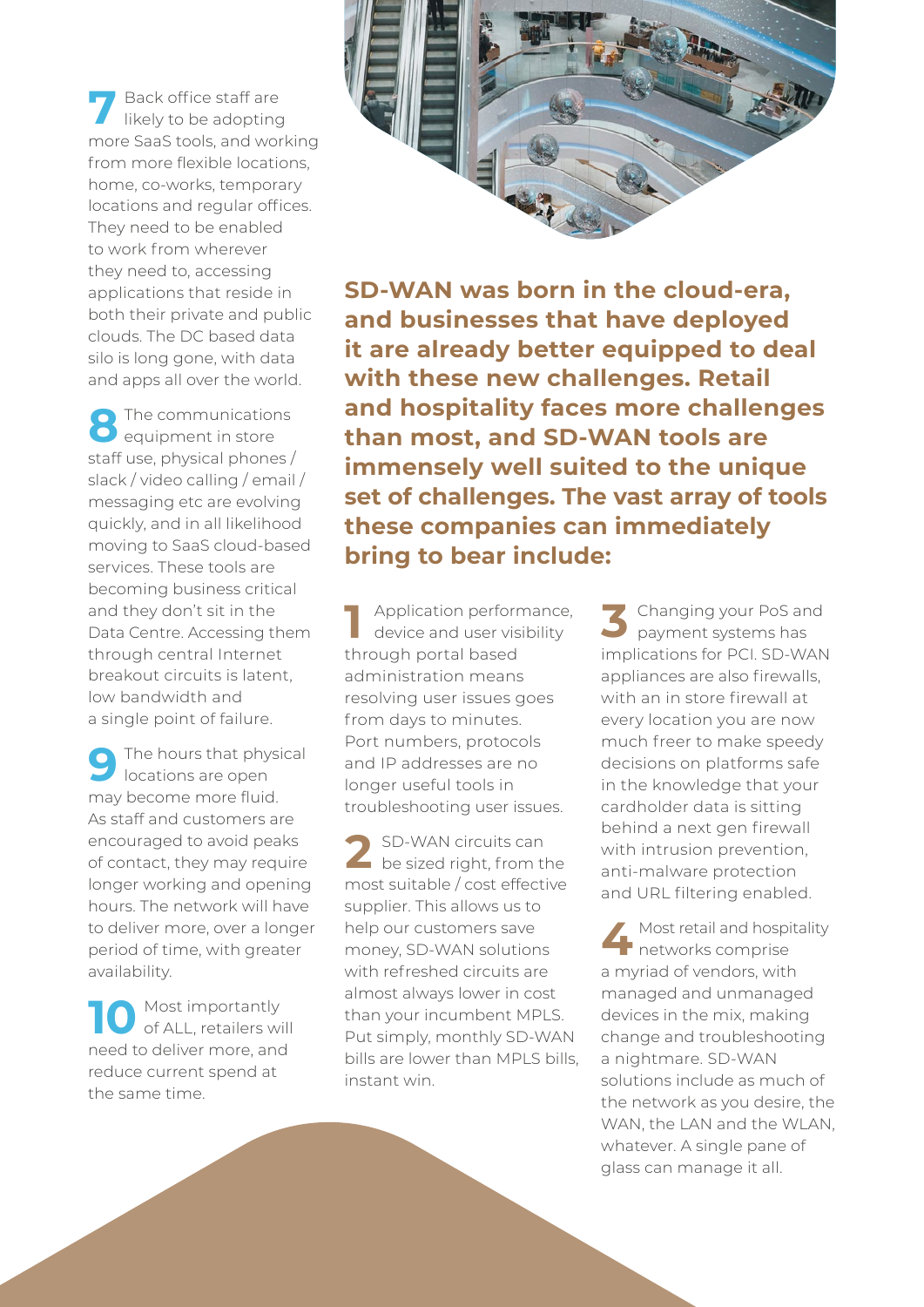**7** Back office staff are likely to be adopting more SaaS tools, and working from more flexible locations, home, co-works, temporary locations and regular offices. They need to be enabled to work from wherever they need to, accessing applications that reside in both their private and public clouds. The DC based data silo is long gone, with data and apps all over the world.

**8** The communications equipment in store staff use, physical phones / slack / video calling / email / messaging etc are evolving quickly, and in all likelihood moving to SaaS cloud-based services. These tools are becoming business critical and they don't sit in the Data Centre. Accessing them through central Internet breakout circuits is latent, low bandwidth and a single point of failure.

**9** The hours that physical locations are open may become more fluid. As staff and customers are encouraged to avoid peaks of contact, they may require longer working and opening hours. The network will have to deliver more, over a longer period of time, with greater availability.

**10** Most importantly of ALL, retailers will need to deliver more, and reduce current spend at the same time.

## SD-WAN was born in the cloud-era, and businesses that have deployed it are already better equipped to deal with these new challenges. Retail and hospitality faces more challenges than most, and SD-WAN tools are immensely well suited to the unique set of challenges. The vast array of tools these companies can immediately bring to bear include:

**1** Application performance, device and user visibility through portal based administration means resolving user issues goes from days to minutes. Port numbers, protocols and IP addresses are no longer useful tools in troubleshooting user issues.

**2** SD-WAN circuits can be sized right, from the most suitable / cost effective supplier. This allows us to help our customers save money, SD-WAN solutions with refreshed circuits are almost always lower in cost than your incumbent MPLS. Put simply, monthly SD-WAN bills are lower than MPLS bills, instant win.

**3** Changing your PoS and payment systems has implications for PCI. SD-WAN appliances are also firewalls, with an in store firewall at every location you are now much freer to make speedy decisions on platforms safe in the knowledge that your cardholder data is sitting behind a next gen firewall with intrusion prevention, anti-malware protection and URL filtering enabled.

**4** Most retail and hospitality networks comprise a myriad of vendors, with managed and unmanaged devices in the mix, making change and troubleshooting a nightmare. SD-WAN solutions include as much of the network as you desire, the WAN, the LAN and the WLAN, whatever. A single pane of glass can manage it all.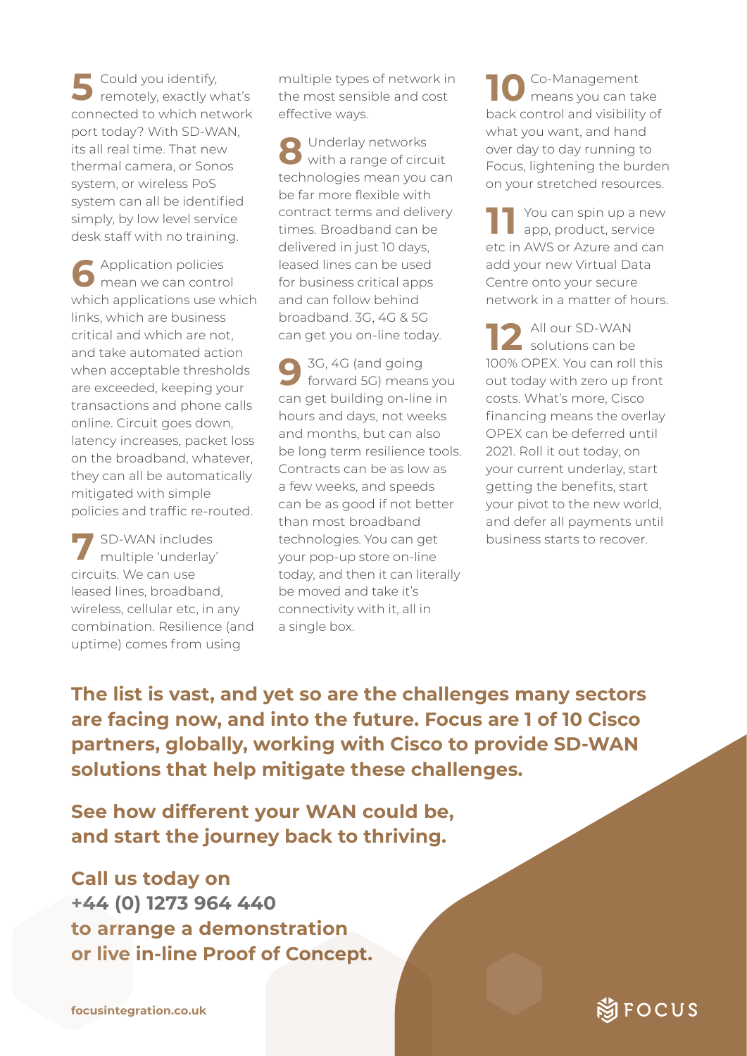**5** Could you identify, remotely, exactly what's connected to which network port today? With SD-WAN, its all real time. That new thermal camera, or Sonos system, or wireless PoS system can all be identified simply, by low level service desk staff with no training.

**6** Application policies mean we can control which applications use which links, which are business critical and which are not, and take automated action when acceptable thresholds are exceeded, keeping your transactions and phone calls online. Circuit goes down, latency increases, packet loss on the broadband, whatever, they can all be automatically mitigated with simple policies and traffic re-routed.

**7** SD-WAN includes multiple 'underlay' circuits. We can use leased lines, broadband, wireless, cellular etc, in any combination. Resilience (and uptime) comes from using multiple types of network in the most sensible and cost effective ways.

**8** Underlay networks with a range of circuit technologies mean you can be far more flexible with contract terms and delivery times. Broadband can be delivered in just 10 days, leased lines can be used for business critical apps and can follow behind broadband. 3G, 4G & 5G can get you on-line today.

**9** 3G, 4G (and going forward 5G) means you can get building on-line in hours and days, not weeks and months, but can also be long term resilience tools. Contracts can be as low as a few weeks, and speeds can be as good if not better than most broadband technologies. You can get your pop-up store on-line today, and then it can literally be moved and take it's connectivity with it, all in a single box.

**10** Co-Management means you can take back control and visibility of what you want, and hand over day to day running to Focus, lightening the burden on your stretched resources.

**11** You can spin up a new app, product, service etc in AWS or Azure and can add your new Virtual Data Centre onto your secure network in a matter of hours.

**12** All our SD-WAN solutions can be 100% OPEX. You can roll this out today with zero up front costs. What's more, Cisco financing means the overlay OPEX can be deferred until 2021. Roll it out today, on your current underlay, start getting the benefits, start your pivot to the new world, and defer all payments until business starts to recover.

**The list is vast, and yet so are the challenges many sectors are facing now, and into the future. Focus are 1 of 10 Cisco partners, globally, working with Cisco to provide SD-WAN solutions that help mitigate these challenges.**

**See how different your WAN could be, and start the journey back to thriving.**

**Call us today on +44 (0) 1273 964 440 to arrange a demonstration or live in-line Proof of Concept.**

**focusintegration.co.uk**

FOCUS